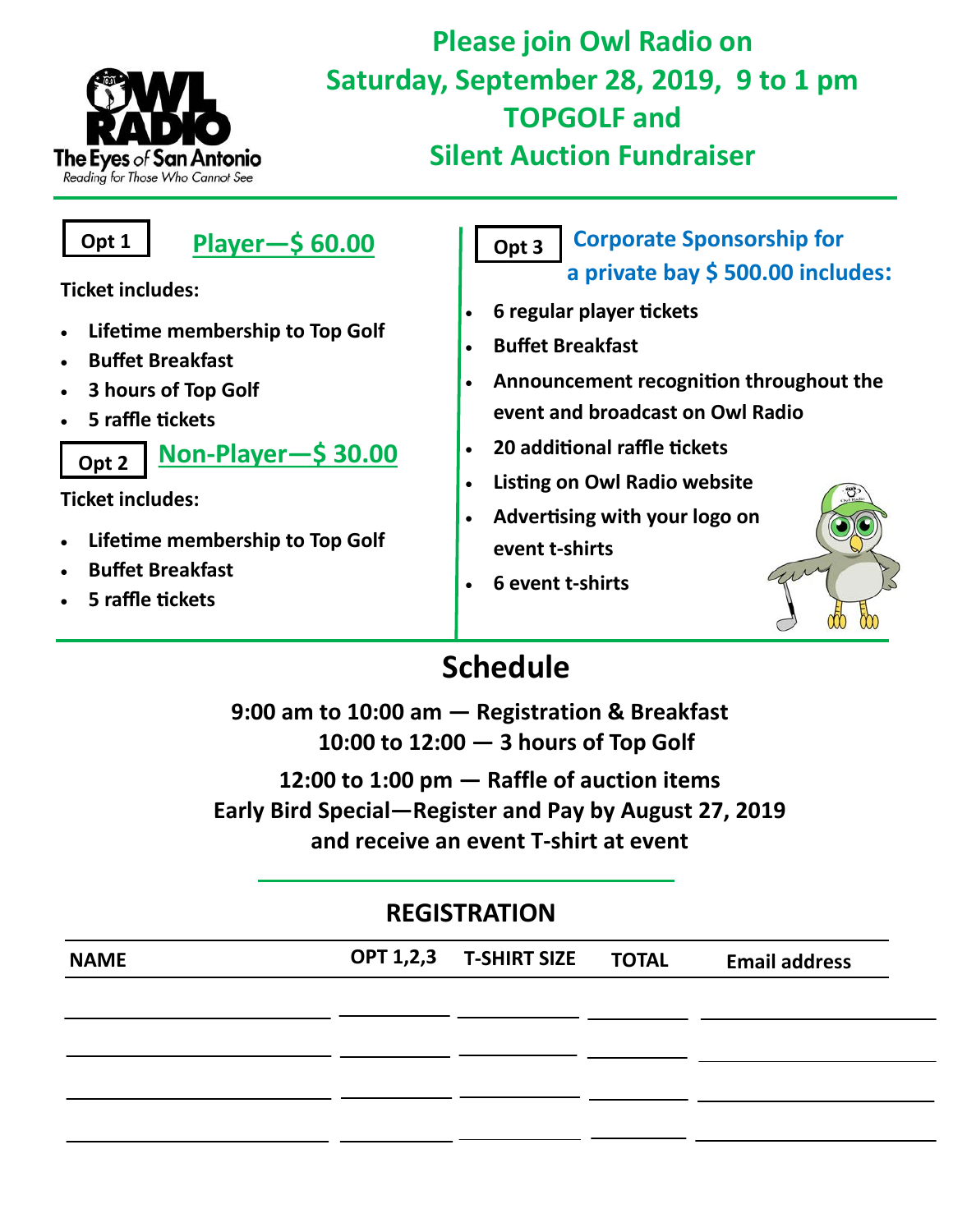OWL RADIO
The Eyes of San Antonio
*Reading for Those Who Cannot See*

# Please join Owl Radio on Saturday, September 28, 2019, 9 to 1 pm TOPGOLF and Silent Auction Fundraiser

**Opt 1** — **Player—$ 60.00**

**Ticket includes:**

- **Lifetime membership to Top Golf**
- **Buffet Breakfast**
- **3 hours of Top Golf**
- **5 raffle tickets**

**Opt 2** — **Non-Player—$ 30.00**

**Ticket includes:**

- **Lifetime membership to Top Golf**
- **Buffet Breakfast**
- **5 raffle tickets**

**Opt 3** — **Corporate Sponsorship for a private bay $ 500.00 includes:**

- **6 regular player tickets**
- **Buffet Breakfast**
- **Announcement recognition throughout the event and broadcast on Owl Radio**
- **20 additional raffle tickets**
- **Listing on Owl Radio website**
- **Advertising with your logo on event t-shirts**
- **6 event t-shirts**

## Schedule

**9:00 am to 10:00 am — Registration & Breakfast**
**10:00 to 12:00 — 3 hours of Top Golf**
**12:00 to 1:00 pm — Raffle of auction items**
**Early Bird Special—Register and Pay by August 27, 2019 and receive an event T-shirt at event**

## REGISTRATION

| NAME | OPT 1,2,3 | T-SHIRT SIZE | TOTAL | Email address |
|---|---|---|---|---|
| | | | | |
| | | | | |
| | | | | |
| | | | | |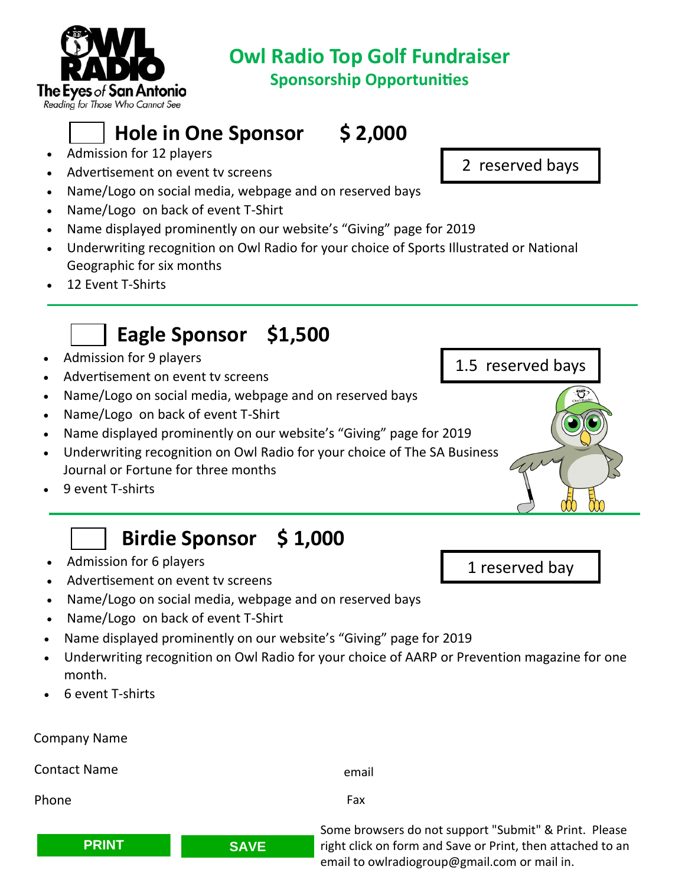OWL RADIO
The Eyes of San Antonio
*Reading for Those Who Cannot See*

# Owl Radio Top Golf Fundraiser

## Sponsorship Opportunities

## ☐ Hole in One Sponsor $ 2,000

2 reserved bays

- Admission for 12 players
- Advertisement on event tv screens
- Name/Logo on social media, webpage and on reserved bays
- Name/Logo on back of event T-Shirt
- Name displayed prominently on our website's "Giving" page for 2019
- Underwriting recognition on Owl Radio for your choice of Sports Illustrated or National Geographic for six months
- 12 Event T-Shirts

---

## ☐ Eagle Sponsor $1,500

1.5 reserved bays

- Admission for 9 players
- Advertisement on event tv screens
- Name/Logo on social media, webpage and on reserved bays
- Name/Logo on back of event T-Shirt
- Name displayed prominently on our website's "Giving" page for 2019
- Underwriting recognition on Owl Radio for your choice of The SA Business Journal or Fortune for three months
- 9 event T-shirts

---

## ☐ Birdie Sponsor $ 1,000

1 reserved bay

- Admission for 6 players
- Advertisement on event tv screens
- Name/Logo on social media, webpage and on reserved bays
- Name/Logo on back of event T-Shirt
- Name displayed prominently on our website's "Giving" page for 2019
- Underwriting recognition on Owl Radio for your choice of AARP or Prevention magazine for one month.
- 6 event T-shirts

Company Name

Contact Name | email

Phone | Fax

PRINT | SAVE

Some browsers do not support "Submit" & Print. Please right click on form and Save or Print, then attached to an email to owlradiogroup@gmail.com or mail in.